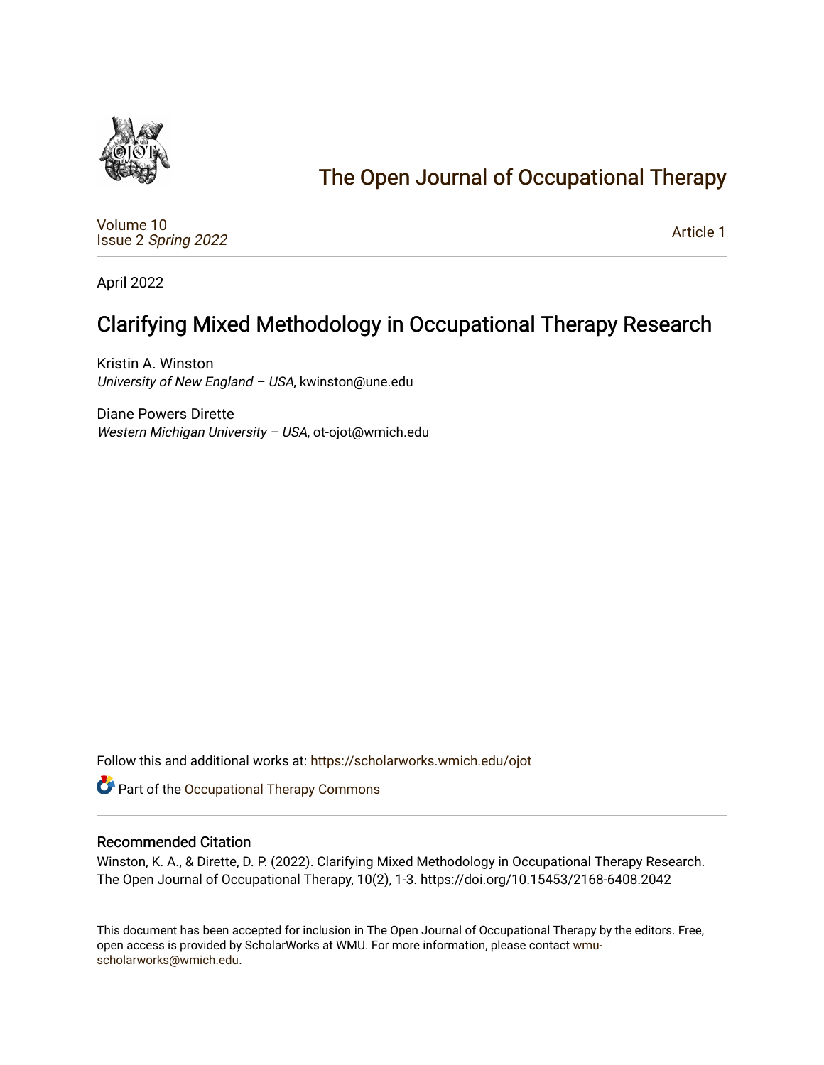# The Open Journal of Occupational Therapy

Volume 10
Issue 2 *Spring 2022*

Article 1

April 2022

## Clarifying Mixed Methodology in Occupational Therapy Research

Kristin A. Winston
*University of New England – USA*, kwinston@une.edu

Diane Powers Dirette
*Western Michigan University – USA*, ot-ojot@wmich.edu

Follow this and additional works at: https://scholarworks.wmich.edu/ojot

Part of the Occupational Therapy Commons

### Recommended Citation

Winston, K. A., & Dirette, D. P. (2022). Clarifying Mixed Methodology in Occupational Therapy Research. The Open Journal of Occupational Therapy, 10(2), 1-3. https://doi.org/10.15453/2168-6408.2042

This document has been accepted for inclusion in The Open Journal of Occupational Therapy by the editors. Free, open access is provided by ScholarWorks at WMU. For more information, please contact wmu-scholarworks@wmich.edu.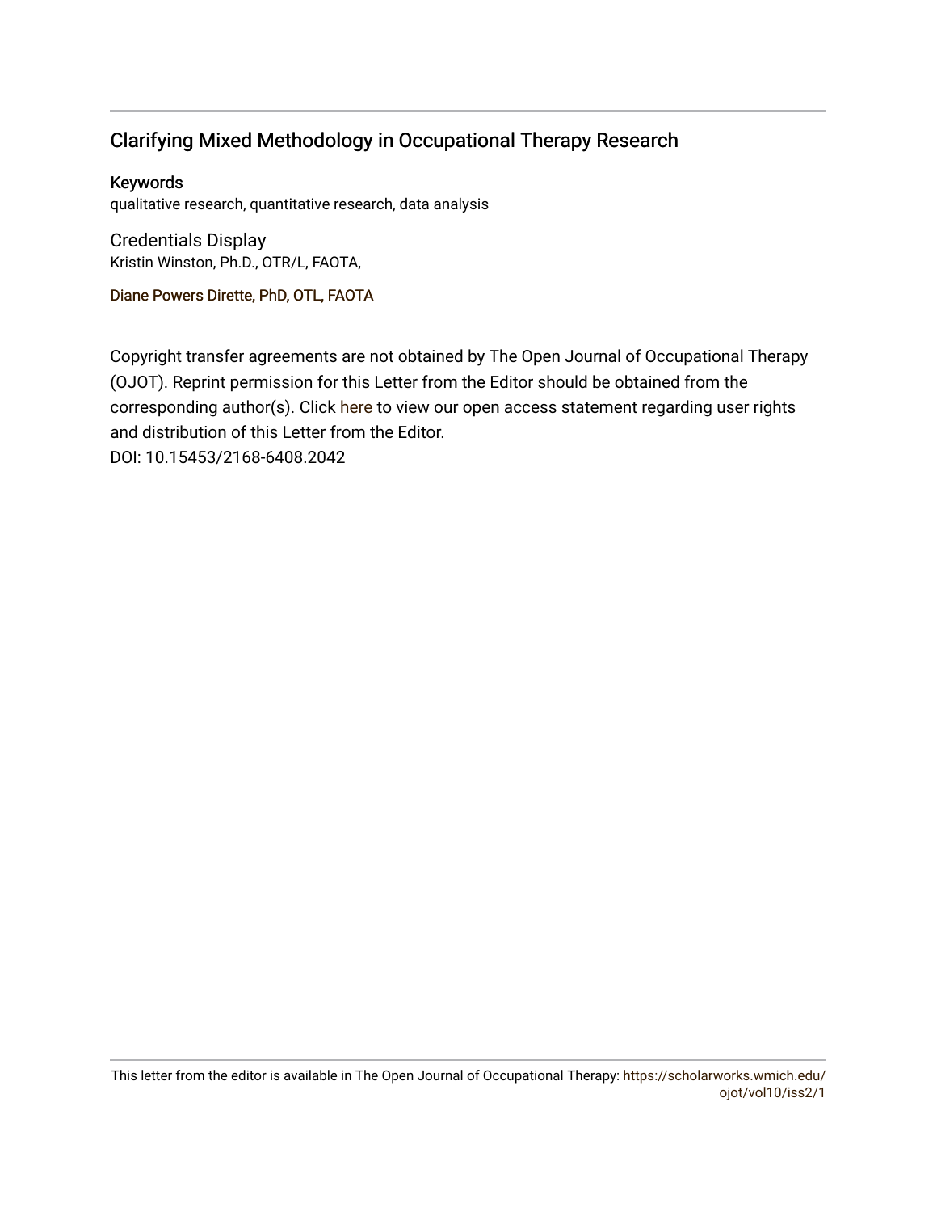# Clarifying Mixed Methodology in Occupational Therapy Research

## Keywords

qualitative research, quantitative research, data analysis

## Credentials Display

Kristin Winston, Ph.D., OTR/L, FAOTA,

Diane Powers Dirette, PhD, OTL, FAOTA

Copyright transfer agreements are not obtained by The Open Journal of Occupational Therapy (OJOT). Reprint permission for this Letter from the Editor should be obtained from the corresponding author(s). Click here to view our open access statement regarding user rights and distribution of this Letter from the Editor.

DOI: 10.15453/2168-6408.2042

This letter from the editor is available in The Open Journal of Occupational Therapy: https://scholarworks.wmich.edu/ojot/vol10/iss2/1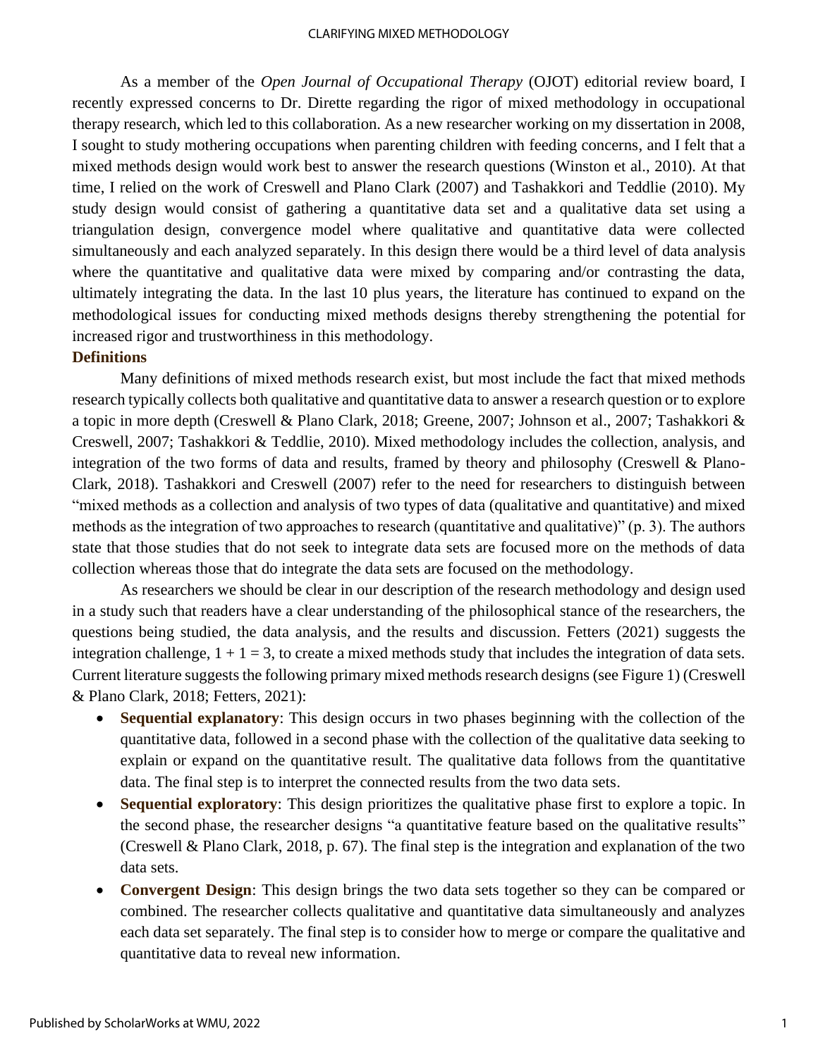As a member of the *Open Journal of Occupational Therapy* (OJOT) editorial review board, I recently expressed concerns to Dr. Dirette regarding the rigor of mixed methodology in occupational therapy research, which led to this collaboration. As a new researcher working on my dissertation in 2008, I sought to study mothering occupations when parenting children with feeding concerns, and I felt that a mixed methods design would work best to answer the research questions (Winston et al., 2010). At that time, I relied on the work of Creswell and Plano Clark (2007) and Tashakkori and Teddlie (2010). My study design would consist of gathering a quantitative data set and a qualitative data set using a triangulation design, convergence model where qualitative and quantitative data were collected simultaneously and each analyzed separately. In this design there would be a third level of data analysis where the quantitative and qualitative data were mixed by comparing and/or contrasting the data, ultimately integrating the data. In the last 10 plus years, the literature has continued to expand on the methodological issues for conducting mixed methods designs thereby strengthening the potential for increased rigor and trustworthiness in this methodology.

## Definitions

Many definitions of mixed methods research exist, but most include the fact that mixed methods research typically collects both qualitative and quantitative data to answer a research question or to explore a topic in more depth (Creswell & Plano Clark, 2018; Greene, 2007; Johnson et al., 2007; Tashakkori & Creswell, 2007; Tashakkori & Teddlie, 2010). Mixed methodology includes the collection, analysis, and integration of the two forms of data and results, framed by theory and philosophy (Creswell & Plano-Clark, 2018). Tashakkori and Creswell (2007) refer to the need for researchers to distinguish between "mixed methods as a collection and analysis of two types of data (qualitative and quantitative) and mixed methods as the integration of two approaches to research (quantitative and qualitative)" (p. 3). The authors state that those studies that do not seek to integrate data sets are focused more on the methods of data collection whereas those that do integrate the data sets are focused on the methodology.

As researchers we should be clear in our description of the research methodology and design used in a study such that readers have a clear understanding of the philosophical stance of the researchers, the questions being studied, the data analysis, and the results and discussion. Fetters (2021) suggests the integration challenge, $1 + 1 = 3$, to create a mixed methods study that includes the integration of data sets. Current literature suggests the following primary mixed methods research designs (see Figure 1) (Creswell & Plano Clark, 2018; Fetters, 2021):

- **Sequential explanatory**: This design occurs in two phases beginning with the collection of the quantitative data, followed in a second phase with the collection of the qualitative data seeking to explain or expand on the quantitative result. The qualitative data follows from the quantitative data. The final step is to interpret the connected results from the two data sets.
- **Sequential exploratory**: This design prioritizes the qualitative phase first to explore a topic. In the second phase, the researcher designs "a quantitative feature based on the qualitative results" (Creswell & Plano Clark, 2018, p. 67). The final step is the integration and explanation of the two data sets.
- **Convergent Design**: This design brings the two data sets together so they can be compared or combined. The researcher collects qualitative and quantitative data simultaneously and analyzes each data set separately. The final step is to consider how to merge or compare the qualitative and quantitative data to reveal new information.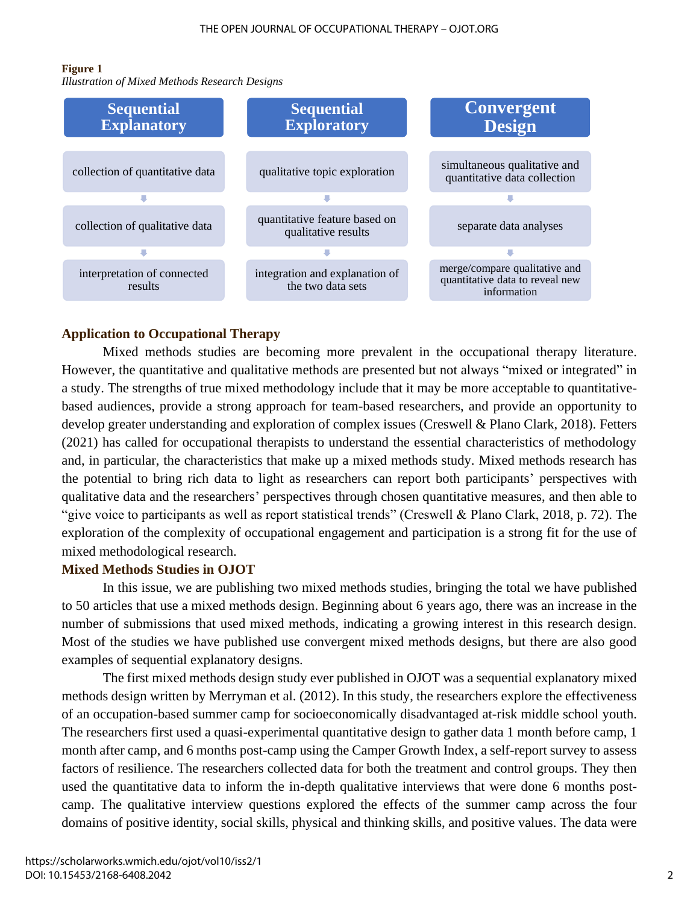**Figure 1**

*Illustration of Mixed Methods Research Designs*

| Sequential Explanatory | Sequential Exploratory | Convergent Design |
| --- | --- | --- |
| collection of quantitative data | qualitative topic exploration | simultaneous qualitative and quantitative data collection |
| collection of qualitative data | quantitative feature based on qualitative results | separate data analyses |
| interpretation of connected results | integration and explanation of the two data sets | merge/compare qualitative and quantitative data to reveal new information |

## Application to Occupational Therapy

Mixed methods studies are becoming more prevalent in the occupational therapy literature. However, the quantitative and qualitative methods are presented but not always "mixed or integrated" in a study. The strengths of true mixed methodology include that it may be more acceptable to quantitative-based audiences, provide a strong approach for team-based researchers, and provide an opportunity to develop greater understanding and exploration of complex issues (Creswell & Plano Clark, 2018). Fetters (2021) has called for occupational therapists to understand the essential characteristics of methodology and, in particular, the characteristics that make up a mixed methods study. Mixed methods research has the potential to bring rich data to light as researchers can report both participants' perspectives with qualitative data and the researchers' perspectives through chosen quantitative measures, and then able to "give voice to participants as well as report statistical trends" (Creswell & Plano Clark, 2018, p. 72). The exploration of the complexity of occupational engagement and participation is a strong fit for the use of mixed methodological research.

## Mixed Methods Studies in OJOT

In this issue, we are publishing two mixed methods studies, bringing the total we have published to 50 articles that use a mixed methods design. Beginning about 6 years ago, there was an increase in the number of submissions that used mixed methods, indicating a growing interest in this research design. Most of the studies we have published use convergent mixed methods designs, but there are also good examples of sequential explanatory designs.

The first mixed methods design study ever published in OJOT was a sequential explanatory mixed methods design written by Merryman et al. (2012). In this study, the researchers explore the effectiveness of an occupation-based summer camp for socioeconomically disadvantaged at-risk middle school youth. The researchers first used a quasi-experimental quantitative design to gather data 1 month before camp, 1 month after camp, and 6 months post-camp using the Camper Growth Index, a self-report survey to assess factors of resilience. The researchers collected data for both the treatment and control groups. They then used the quantitative data to inform the in-depth qualitative interviews that were done 6 months post-camp. The qualitative interview questions explored the effects of the summer camp across the four domains of positive identity, social skills, physical and thinking skills, and positive values. The data were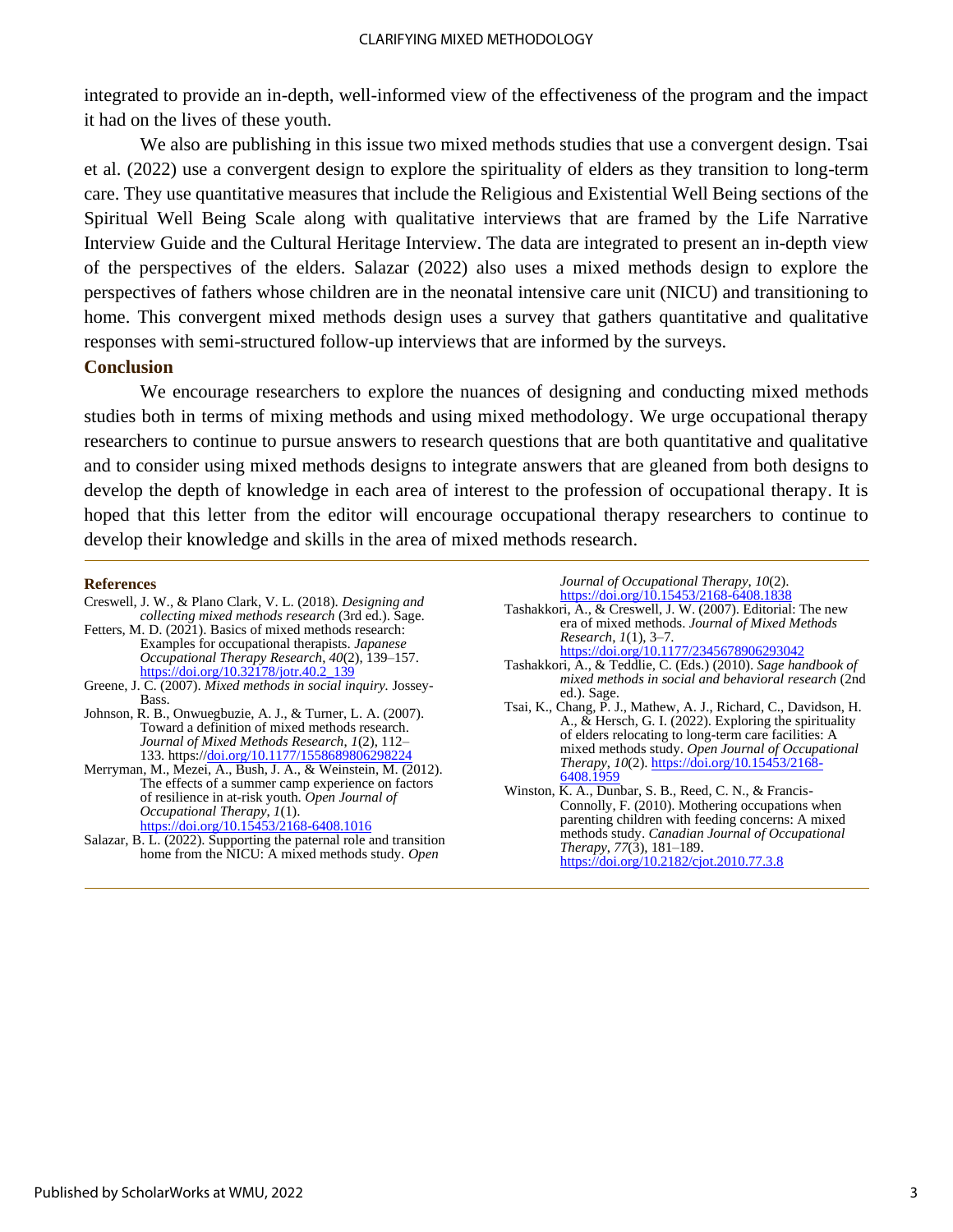integrated to provide an in-depth, well-informed view of the effectiveness of the program and the impact it had on the lives of these youth.

We also are publishing in this issue two mixed methods studies that use a convergent design. Tsai et al. (2022) use a convergent design to explore the spirituality of elders as they transition to long-term care. They use quantitative measures that include the Religious and Existential Well Being sections of the Spiritual Well Being Scale along with qualitative interviews that are framed by the Life Narrative Interview Guide and the Cultural Heritage Interview. The data are integrated to present an in-depth view of the perspectives of the elders. Salazar (2022) also uses a mixed methods design to explore the perspectives of fathers whose children are in the neonatal intensive care unit (NICU) and transitioning to home. This convergent mixed methods design uses a survey that gathers quantitative and qualitative responses with semi-structured follow-up interviews that are informed by the surveys.

## Conclusion

We encourage researchers to explore the nuances of designing and conducting mixed methods studies both in terms of mixing methods and using mixed methodology. We urge occupational therapy researchers to continue to pursue answers to research questions that are both quantitative and qualitative and to consider using mixed methods designs to integrate answers that are gleaned from both designs to develop the depth of knowledge in each area of interest to the profession of occupational therapy. It is hoped that this letter from the editor will encourage occupational therapy researchers to continue to develop their knowledge and skills in the area of mixed methods research.

---

### References

Creswell, J. W., & Plano Clark, V. L. (2018). *Designing and collecting mixed methods research* (3rd ed.). Sage.

Fetters, M. D. (2021). Basics of mixed methods research: Examples for occupational therapists. *Japanese Occupational Therapy Research*, *40*(2), 139–157. https://doi.org/10.32178/jotr.40.2_139

Greene, J. C. (2007). *Mixed methods in social inquiry.* Jossey-Bass.

Johnson, R. B., Onwuegbuzie, A. J., & Turner, L. A. (2007). Toward a definition of mixed methods research. *Journal of Mixed Methods Research*, *1*(2), 112–133. https://doi.org/10.1177/1558689806298224

Merryman, M., Mezei, A., Bush, J. A., & Weinstein, M. (2012). The effects of a summer camp experience on factors of resilience in at-risk youth. *Open Journal of Occupational Therapy*, *1*(1). https://doi.org/10.15453/2168-6408.1016

Salazar, B. L. (2022). Supporting the paternal role and transition home from the NICU: A mixed methods study. *Open Journal of Occupational Therapy*, *10*(2). https://doi.org/10.15453/2168-6408.1838

Tashakkori, A., & Creswell, J. W. (2007). Editorial: The new era of mixed methods. *Journal of Mixed Methods Research*, *1*(1), 3–7. https://doi.org/10.1177/2345678906293042

Tashakkori, A., & Teddlie, C. (Eds.) (2010). *Sage handbook of mixed methods in social and behavioral research* (2nd ed.). Sage.

Tsai, K., Chang, P. J., Mathew, A. J., Richard, C., Davidson, H. A., & Hersch, G. I. (2022). Exploring the spirituality of elders relocating to long-term care facilities: A mixed methods study. *Open Journal of Occupational Therapy*, *10*(2). https://doi.org/10.15453/2168-6408.1959

Winston, K. A., Dunbar, S. B., Reed, C. N., & Francis-Connolly, F. (2010). Mothering occupations when parenting children with feeding concerns: A mixed methods study. *Canadian Journal of Occupational Therapy*, *77*(3), 181–189. https://doi.org/10.2182/cjot.2010.77.3.8